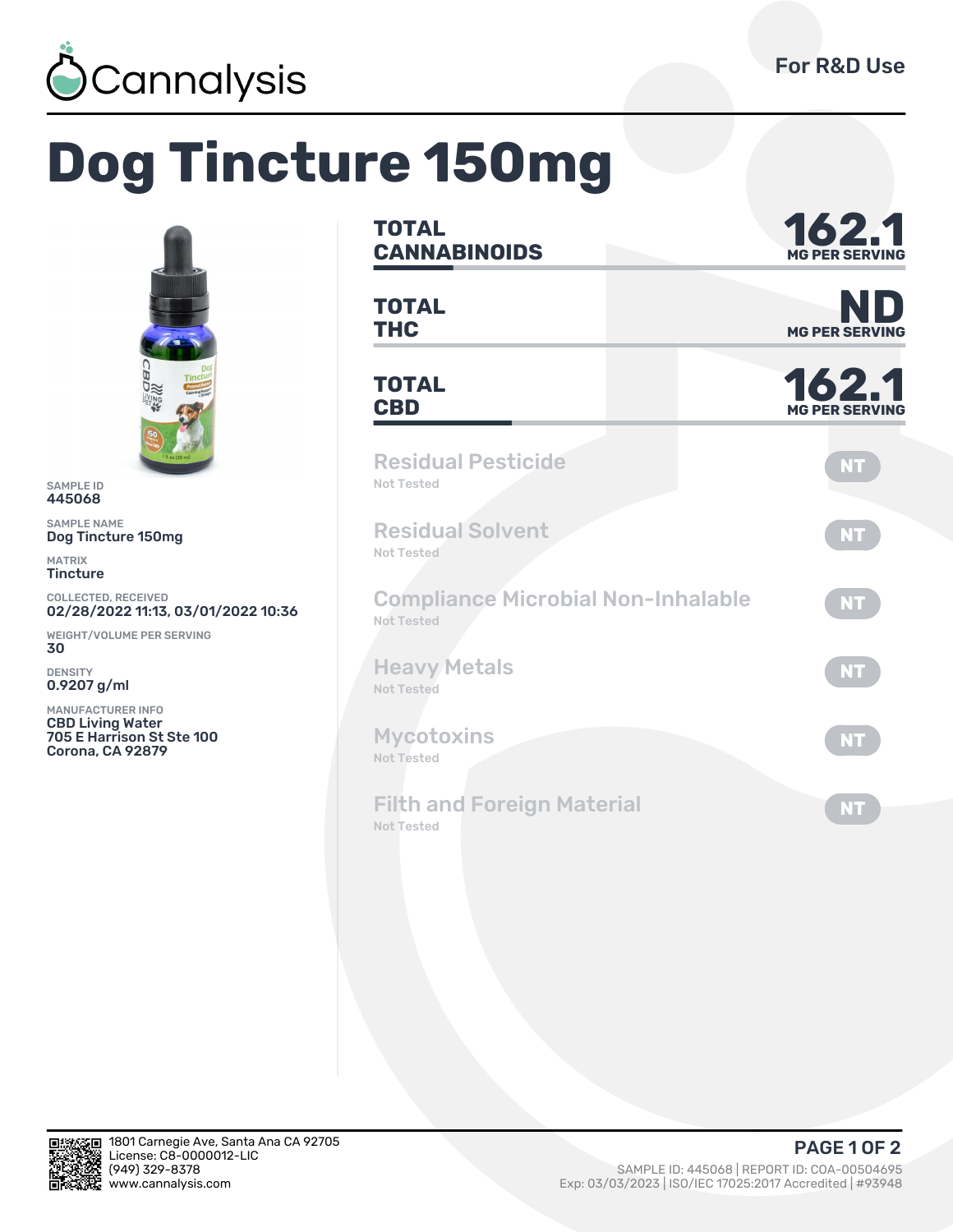Cannalysis

For R&D Use

# Dog Tincture 150mg

SAMPLE ID
445068

SAMPLE NAME
Dog Tincture 150mg

MATRIX
Tincture

COLLECTED, RECEIVED
02/28/2022 11:13, 03/01/2022 10:36

WEIGHT/VOLUME PER SERVING
30

DENSITY
0.9207 g/ml

MANUFACTURER INFO
CBD Living Water
705 E Harrison St Ste 100
Corona, CA 92879

| | |
|---|---|
| **TOTAL CANNABINOIDS** | **162.1** MG PER SERVING |
| **TOTAL THC** | **ND** MG PER SERVING |
| **TOTAL CBD** | **162.1** MG PER SERVING |

| | |
|---|---|
| Residual Pesticide — Not Tested | NT |
| Residual Solvent — Not Tested | NT |
| Compliance Microbial Non-Inhalable — Not Tested | NT |
| Heavy Metals — Not Tested | NT |
| Mycotoxins — Not Tested | NT |
| Filth and Foreign Material — Not Tested | NT |

1801 Carnegie Ave, Santa Ana CA 92705
License: C8-0000012-LIC
(949) 329-8378
www.cannalysis.com

SAMPLE ID: 445068 | REPORT ID: COA-00504695
Exp: 03/03/2023 | ISO/IEC 17025:2017 Accredited | #93948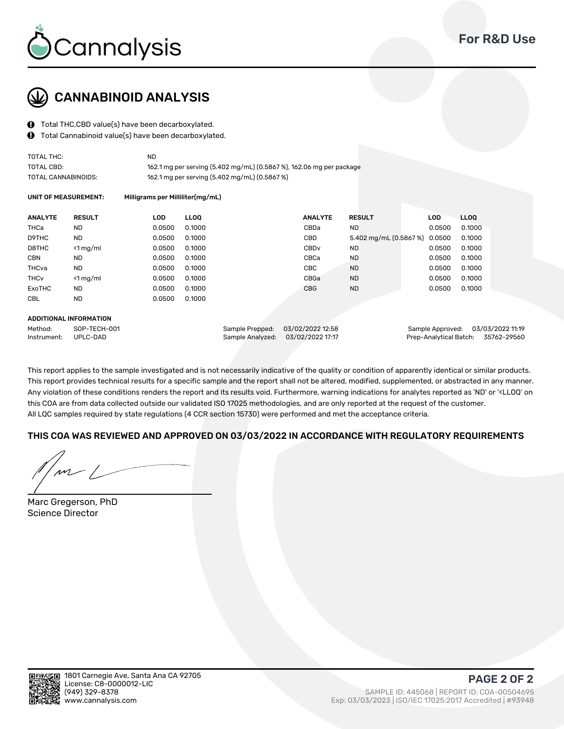Cannalysis

**For R&D Use**

## CANNABINOID ANALYSIS

- Total THC,CBD value(s) have been decarboxylated.
- Total Cannabinoid value(s) have been decarboxylated.

| | |
|---|---|
| TOTAL THC: | ND |
| TOTAL CBD: | 162.1 mg per serving (5.402 mg/mL) (0.5867 %), 162.06 mg per package |
| TOTAL CANNABINOIDS: | 162.1 mg per serving (5.402 mg/mL) (0.5867 %) |

**UNIT OF MEASUREMENT:** **Milligrams per Milliliter(mg/mL)**

| ANALYTE | RESULT | LOD | LLOQ | ANALYTE | RESULT | LOD | LLOQ |
|---|---|---|---|---|---|---|---|
| THCa | ND | 0.0500 | 0.1000 | CBDa | ND | 0.0500 | 0.1000 |
| D9THC | ND | 0.0500 | 0.1000 | CBD | 5.402 mg/mL (0.5867 %) | 0.0500 | 0.1000 |
| D8THC | <1 mg/ml | 0.0500 | 0.1000 | CBDv | ND | 0.0500 | 0.1000 |
| CBN | ND | 0.0500 | 0.1000 | CBCa | ND | 0.0500 | 0.1000 |
| THCva | ND | 0.0500 | 0.1000 | CBC | ND | 0.0500 | 0.1000 |
| THCv | <1 mg/ml | 0.0500 | 0.1000 | CBGa | ND | 0.0500 | 0.1000 |
| ExoTHC | ND | 0.0500 | 0.1000 | CBG | ND | 0.0500 | 0.1000 |
| CBL | ND | 0.0500 | 0.1000 | | | | |

**ADDITIONAL INFORMATION**

| | | | | | |
|---|---|---|---|---|---|
| Method: | SOP-TECH-001 | Sample Prepped: | 03/02/2022 12:58 | Sample Approved: | 03/03/2022 11:19 |
| Instrument: | UPLC-DAD | Sample Analyzed: | 03/02/2022 17:17 | Prep-Analytical Batch: | 35762-29560 |

This report applies to the sample investigated and is not necessarily indicative of the quality or condition of apparently identical or similar products. This report provides technical results for a specific sample and the report shall not be altered, modified, supplemented, or abstracted in any manner. Any violation of these conditions renders the report and its results void. Furthermore, warning indications for analytes reported as 'ND' or '<LLOQ' on this COA are from data collected outside our validated ISO 17025 methodologies, and are only reported at the request of the customer. All LQC samples required by state regulations (4 CCR section 15730) were performed and met the acceptance criteria.

### THIS COA WAS REVIEWED AND APPROVED ON 03/03/2022 IN ACCORDANCE WITH REGULATORY REQUIREMENTS

Marc Gregerson, PhD
Science Director

1801 Carnegie Ave, Santa Ana CA 92705
License: C8-0000012-LIC
(949) 329-8378
www.cannalysis.com

SAMPLE ID: 445068 | REPORT ID: COA-00504695
Exp: 03/03/2023 | ISO/IEC 17025:2017 Accredited | #93948